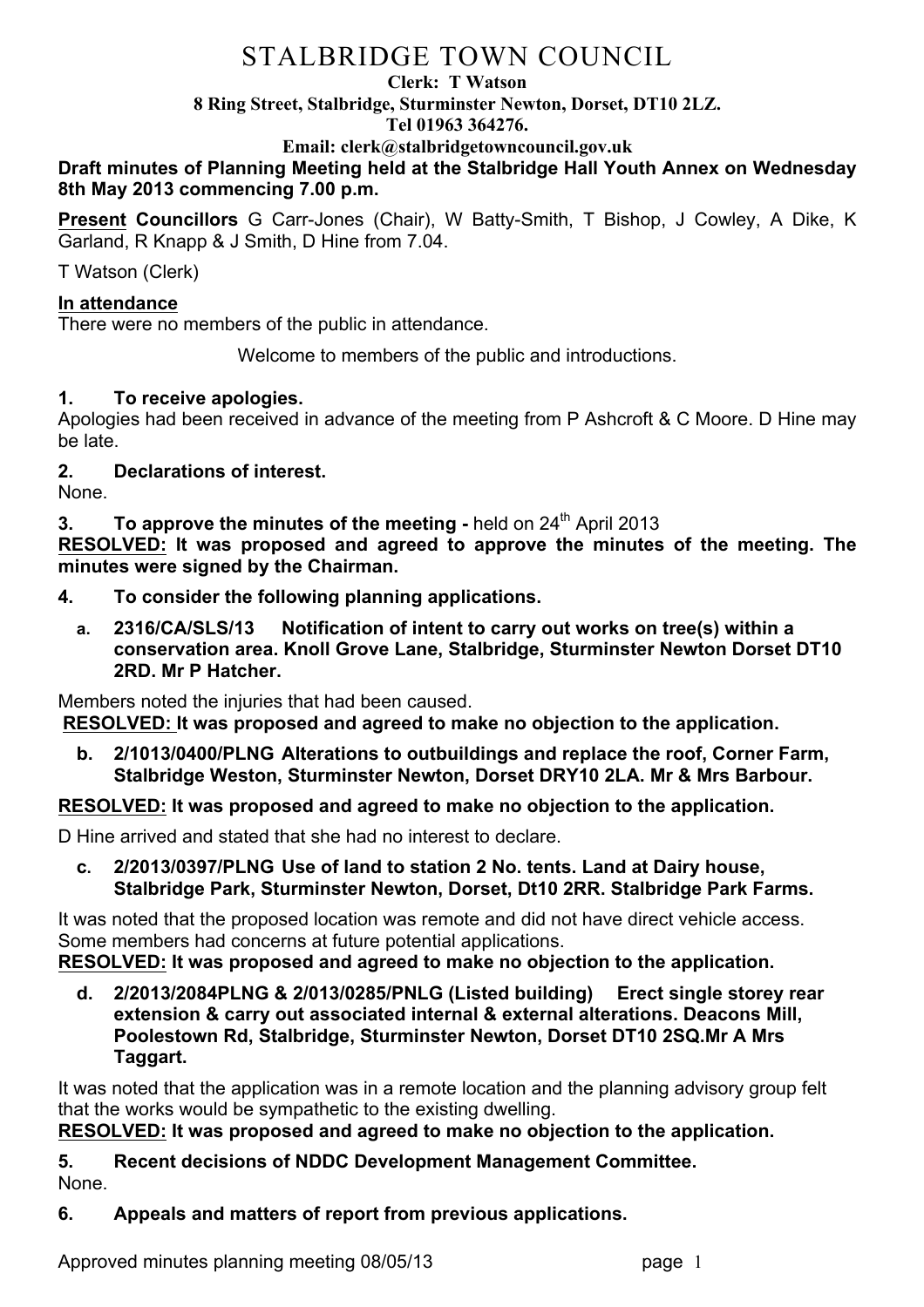# STALBRIDGE TOWN COUNCIL

**Clerk: T Watson**
**8 Ring Street, Stalbridge, Sturminster Newton, Dorset, DT10 2LZ.**
**Tel 01963 364276.**
**Email: clerk@stalbridgetowncouncil.gov.uk**

**Draft minutes of Planning Meeting held at the Stalbridge Hall Youth Annex on Wednesday 8th May 2013 commencing 7.00 p.m.**

**Present Councillors** G Carr-Jones (Chair), W Batty-Smith, T Bishop, J Cowley, A Dike, K Garland, R Knapp & J Smith, D Hine from 7.04.

T Watson (Clerk)

**In attendance**
There were no members of the public in attendance.

Welcome to members of the public and introductions.

**1. To receive apologies.**
Apologies had been received in advance of the meeting from P Ashcroft & C Moore. D Hine may be late.

**2. Declarations of interest.**
None.

**3. To approve the minutes of the meeting -** held on 24th April 2013
**RESOLVED: It was proposed and agreed to approve the minutes of the meeting. The minutes were signed by the Chairman.**

**4. To consider the following planning applications.**

**a. 2316/CA/SLS/13 Notification of intent to carry out works on tree(s) within a conservation area. Knoll Grove Lane, Stalbridge, Sturminster Newton Dorset DT10 2RD. Mr P Hatcher.**

Members noted the injuries that had been caused.
**RESOLVED: It was proposed and agreed to make no objection to the application.**

**b. 2/1013/0400/PLNG Alterations to outbuildings and replace the roof, Corner Farm, Stalbridge Weston, Sturminster Newton, Dorset DRY10 2LA. Mr & Mrs Barbour.**

**RESOLVED: It was proposed and agreed to make no objection to the application.**

D Hine arrived and stated that she had no interest to declare.

**c. 2/2013/0397/PLNG Use of land to station 2 No. tents. Land at Dairy house, Stalbridge Park, Sturminster Newton, Dorset, Dt10 2RR. Stalbridge Park Farms.**

It was noted that the proposed location was remote and did not have direct vehicle access. Some members had concerns at future potential applications.
**RESOLVED: It was proposed and agreed to make no objection to the application.**

**d. 2/2013/2084PLNG & 2/013/0285/PNLG (Listed building) Erect single storey rear extension & carry out associated internal & external alterations. Deacons Mill, Poolestown Rd, Stalbridge, Sturminster Newton, Dorset DT10 2SQ.Mr A Mrs Taggart.**

It was noted that the application was in a remote location and the planning advisory group felt that the works would be sympathetic to the existing dwelling.
**RESOLVED: It was proposed and agreed to make no objection to the application.**

**5. Recent decisions of NDDC Development Management Committee.**
None.

**6. Appeals and matters of report from previous applications.**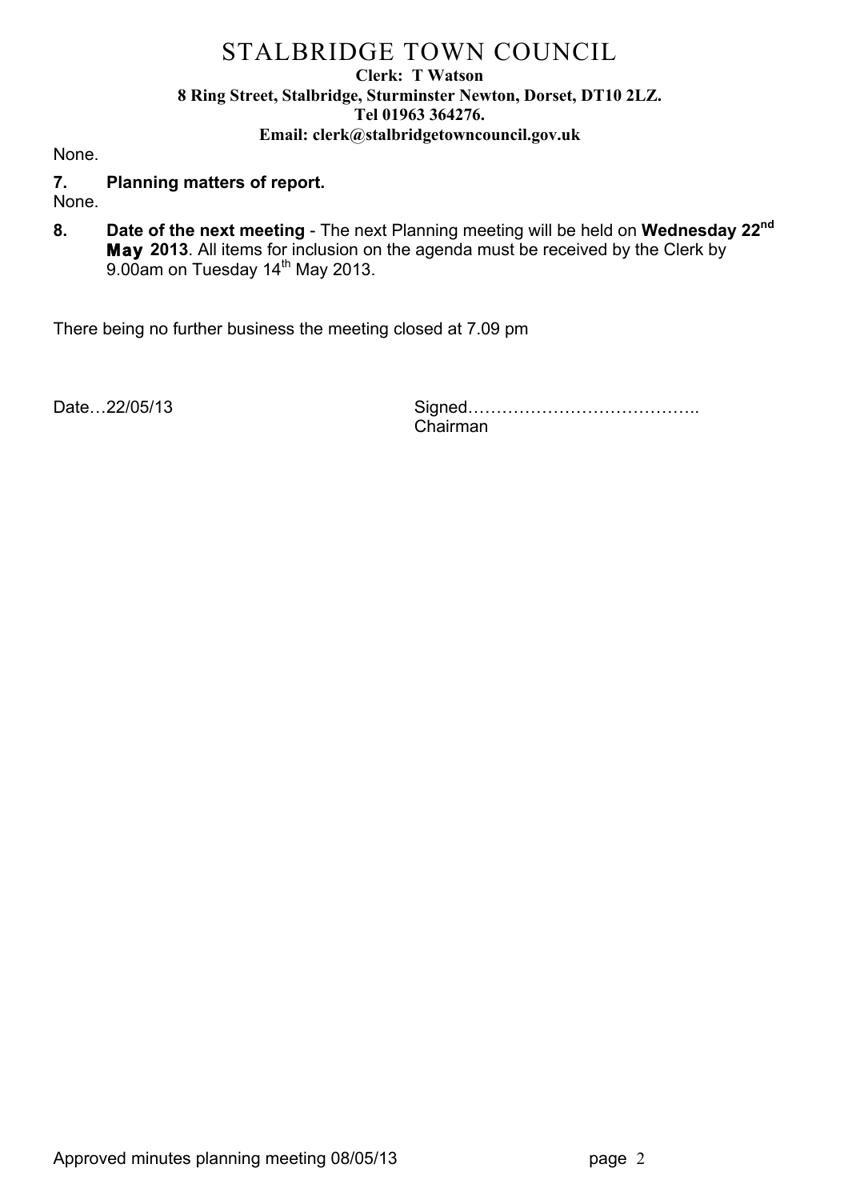None.

**7. Planning matters of report.**

None.

**8. Date of the next meeting** - The next Planning meeting will be held on **Wednesday 22nd May 2013**. All items for inclusion on the agenda must be received by the Clerk by 9.00am on Tuesday 14th May 2013.

There being no further business the meeting closed at 7.09 pm

Date…22/05/13

Signed…………………………………..
Chairman